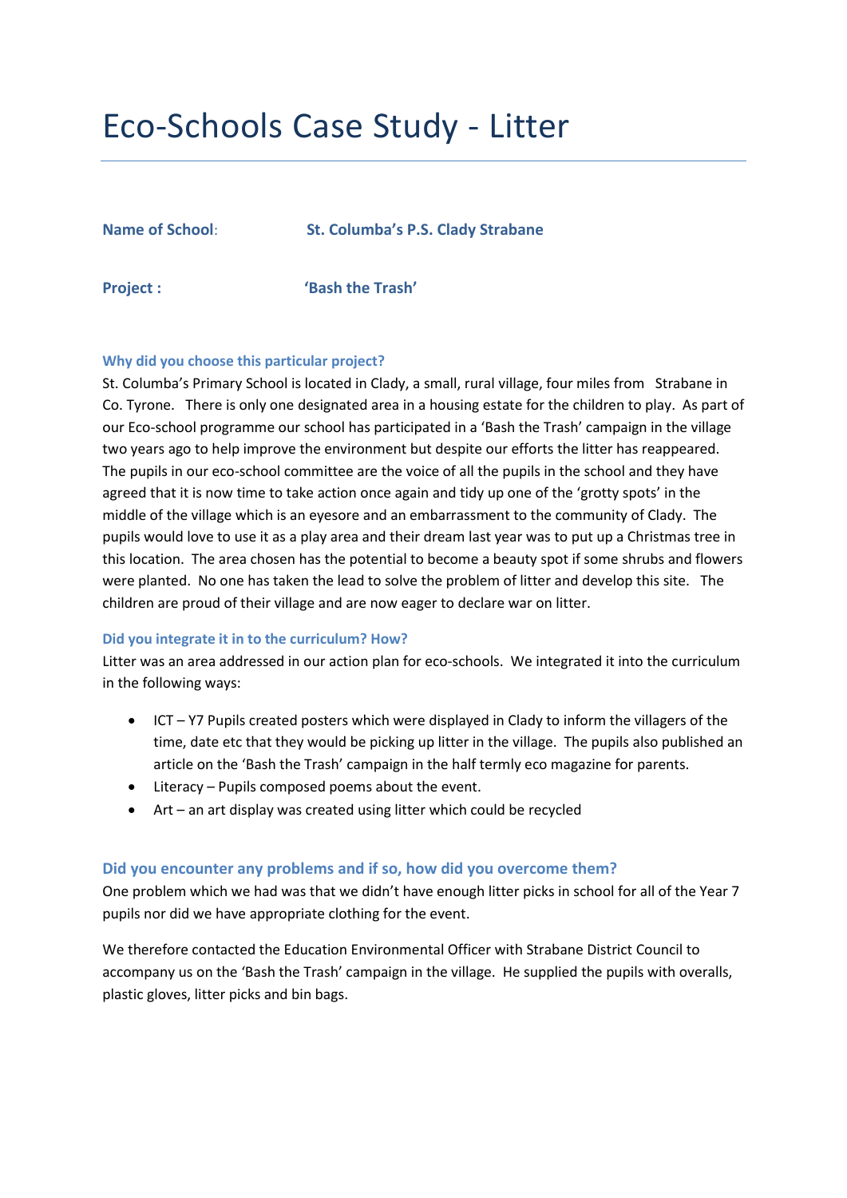# Eco-Schools Case Study - Litter

**Name of School**: **St. Columba's P.S. Clady Strabane**

**Project :** **'Bash the Trash'**

### Why did you choose this particular project?

St. Columba's Primary School is located in Clady, a small, rural village, four miles from Strabane in Co. Tyrone. There is only one designated area in a housing estate for the children to play. As part of our Eco-school programme our school has participated in a 'Bash the Trash' campaign in the village two years ago to help improve the environment but despite our efforts the litter has reappeared. The pupils in our eco-school committee are the voice of all the pupils in the school and they have agreed that it is now time to take action once again and tidy up one of the 'grotty spots' in the middle of the village which is an eyesore and an embarrassment to the community of Clady. The pupils would love to use it as a play area and their dream last year was to put up a Christmas tree in this location. The area chosen has the potential to become a beauty spot if some shrubs and flowers were planted. No one has taken the lead to solve the problem of litter and develop this site. The children are proud of their village and are now eager to declare war on litter.

### Did you integrate it in to the curriculum? How?

Litter was an area addressed in our action plan for eco-schools. We integrated it into the curriculum in the following ways:

- ICT – Y7 Pupils created posters which were displayed in Clady to inform the villagers of the time, date etc that they would be picking up litter in the village. The pupils also published an article on the 'Bash the Trash' campaign in the half termly eco magazine for parents.
- Literacy – Pupils composed poems about the event.
- Art – an art display was created using litter which could be recycled

### Did you encounter any problems and if so, how did you overcome them?

One problem which we had was that we didn't have enough litter picks in school for all of the Year 7 pupils nor did we have appropriate clothing for the event.

We therefore contacted the Education Environmental Officer with Strabane District Council to accompany us on the 'Bash the Trash' campaign in the village. He supplied the pupils with overalls, plastic gloves, litter picks and bin bags.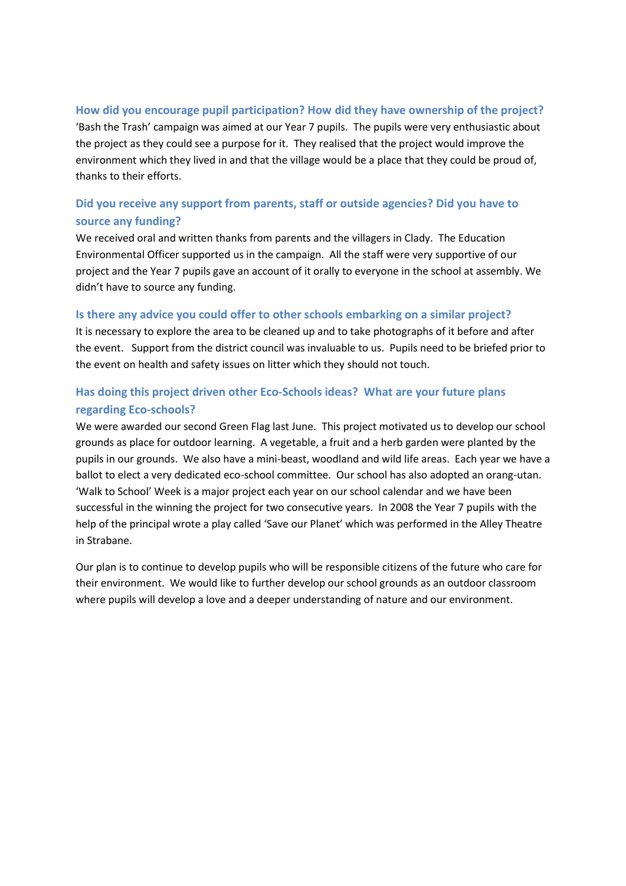### How did you encourage pupil participation? How did they have ownership of the project?

'Bash the Trash' campaign was aimed at our Year 7 pupils. The pupils were very enthusiastic about the project as they could see a purpose for it. They realised that the project would improve the environment which they lived in and that the village would be a place that they could be proud of, thanks to their efforts.

### Did you receive any support from parents, staff or outside agencies? Did you have to source any funding?

We received oral and written thanks from parents and the villagers in Clady. The Education Environmental Officer supported us in the campaign. All the staff were very supportive of our project and the Year 7 pupils gave an account of it orally to everyone in the school at assembly. We didn't have to source any funding.

### Is there any advice you could offer to other schools embarking on a similar project?

It is necessary to explore the area to be cleaned up and to take photographs of it before and after the event. Support from the district council was invaluable to us. Pupils need to be briefed prior to the event on health and safety issues on litter which they should not touch.

### Has doing this project driven other Eco-Schools ideas? What are your future plans regarding Eco-schools?

We were awarded our second Green Flag last June. This project motivated us to develop our school grounds as place for outdoor learning. A vegetable, a fruit and a herb garden were planted by the pupils in our grounds. We also have a mini-beast, woodland and wild life areas. Each year we have a ballot to elect a very dedicated eco-school committee. Our school has also adopted an orang-utan. 'Walk to School' Week is a major project each year on our school calendar and we have been successful in the winning the project for two consecutive years. In 2008 the Year 7 pupils with the help of the principal wrote a play called 'Save our Planet' which was performed in the Alley Theatre in Strabane.

Our plan is to continue to develop pupils who will be responsible citizens of the future who care for their environment. We would like to further develop our school grounds as an outdoor classroom where pupils will develop a love and a deeper understanding of nature and our environment.